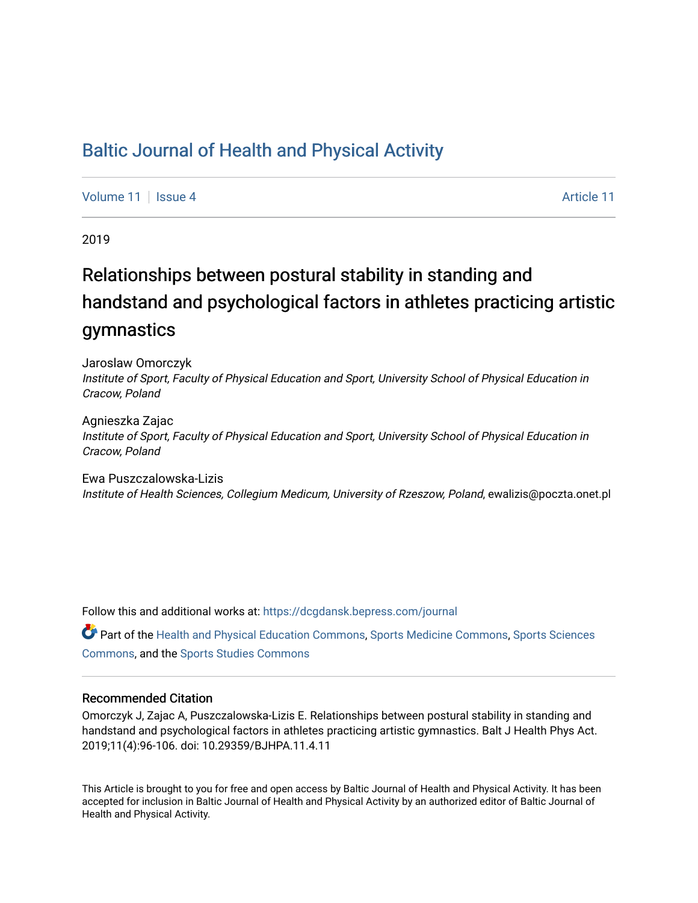# Baltic Journal of Health and Physical Activity

Volume 11 | Issue 4 Article 11

2019

## Relationships between postural stability in standing and handstand and psychological factors in athletes practicing artistic gymnastics

Jaroslaw Omorczyk
*Institute of Sport, Faculty of Physical Education and Sport, University School of Physical Education in Cracow, Poland*

Agnieszka Zajac
*Institute of Sport, Faculty of Physical Education and Sport, University School of Physical Education in Cracow, Poland*

Ewa Puszczalowska-Lizis
*Institute of Health Sciences, Collegium Medicum, University of Rzeszow, Poland*, ewalizis@poczta.onet.pl

Follow this and additional works at: https://dcgdansk.bepress.com/journal

Part of the Health and Physical Education Commons, Sports Medicine Commons, Sports Sciences Commons, and the Sports Studies Commons

### Recommended Citation

Omorczyk J, Zajac A, Puszczalowska-Lizis E. Relationships between postural stability in standing and handstand and psychological factors in athletes practicing artistic gymnastics. Balt J Health Phys Act. 2019;11(4):96-106. doi: 10.29359/BJHPA.11.4.11

This Article is brought to you for free and open access by Baltic Journal of Health and Physical Activity. It has been accepted for inclusion in Baltic Journal of Health and Physical Activity by an authorized editor of Baltic Journal of Health and Physical Activity.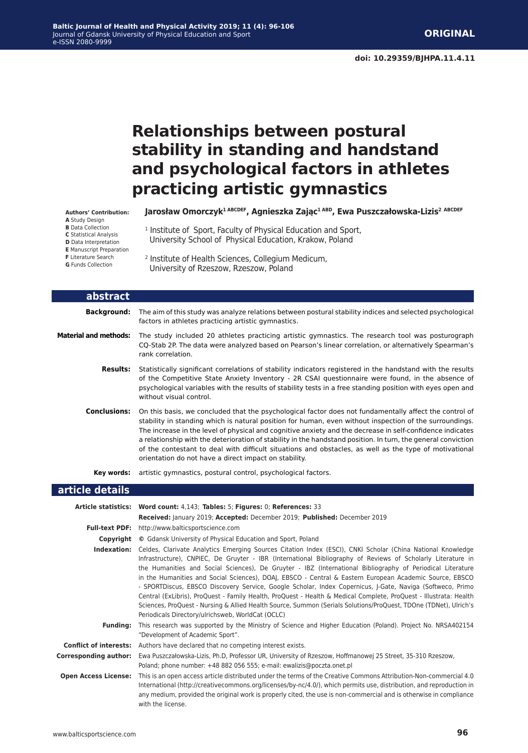# Relationships between postural stability in standing and handstand and psychological factors in athletes practicing artistic gymnastics

**Authors' Contribution:**
**A** Study Design
**B** Data Collection
**C** Statistical Analysis
**D** Data Interpretation
**E** Manuscript Preparation
**F** Literature Search
**G** Funds Collection

**Jarosław Omorczyk[1 ABCDEF], Agnieszka Zając[1 ABD], Ewa Puszczałowska-Lizis[2 ABCDEF]**

[1] Institute of Sport, Faculty of Physical Education and Sport, University School of Physical Education, Krakow, Poland

[2] Institute of Health Sciences, Collegium Medicum, University of Rzeszow, Rzeszow, Poland

## abstract

**Background:** The aim of this study was analyze relations between postural stability indices and selected psychological factors in athletes practicing artistic gymnastics.

**Material and methods:** The study included 20 athletes practicing artistic gymnastics. The research tool was posturograph CQ-Stab 2P. The data were analyzed based on Pearson's linear correlation, or alternatively Spearman's rank correlation.

**Results:** Statistically significant correlations of stability indicators registered in the handstand with the results of the Competitive State Anxiety Inventory - 2R CSAI questionnaire were found, in the absence of psychological variables with the results of stability tests in a free standing position with eyes open and without visual control.

**Conclusions:** On this basis, we concluded that the psychological factor does not fundamentally affect the control of stability in standing which is natural position for human, even without inspection of the surroundings. The increase in the level of physical and cognitive anxiety and the decrease in self-confidence indicates a relationship with the deterioration of stability in the handstand position. In turn, the general conviction of the contestant to deal with difficult situations and obstacles, as well as the type of motivational orientation do not have a direct impact on stability.

**Key words:** artistic gymnastics, postural control, psychological factors.

## article details

**Article statistics:** **Word count:** 4,143; **Tables:** 5; **Figures:** 0; **References:** 33
**Received:** January 2019; **Accepted:** December 2019; **Published:** December 2019

**Full-text PDF:** http://www.balticsportscience.com

**Copyright** © Gdansk University of Physical Education and Sport, Poland

**Indexation:** Celdes, Clarivate Analytics Emerging Sources Citation Index (ESCI), CNKI Scholar (China National Knowledge Infrastructure), CNPIEC, De Gruyter - IBR (International Bibliography of Reviews of Scholarly Literature in the Humanities and Social Sciences), De Gruyter - IBZ (International Bibliography of Periodical Literature in the Humanities and Social Sciences), DOAJ, EBSCO - Central & Eastern European Academic Source, EBSCO - SPORTDiscus, EBSCO Discovery Service, Google Scholar, Index Copernicus, J-Gate, Naviga (Softweco, Primo Central (ExLibris), ProQuest - Family Health, ProQuest - Health & Medical Complete, ProQuest - Illustrata: Health Sciences, ProQuest - Nursing & Allied Health Source, Summon (Serials Solutions/ProQuest, TDOne (TDNet), Ulrich's Periodicals Directory/ulrichsweb, WorldCat (OCLC)

**Funding:** This research was supported by the Ministry of Science and Higher Education (Poland). Project No. NRSA402154 "Development of Academic Sport".

**Conflict of interests:** Authors have declared that no competing interest exists.

**Corresponding author:** Ewa Puszczałowska-Lizis, Ph.D, Professor UR, University of Rzeszow, Hoffmanowej 25 Street, 35-310 Rzeszow, Poland; phone number: +48 882 056 555; e-mail: ewalizis@poczta.onet.pl

**Open Access License:** This is an open access article distributed under the terms of the Creative Commons Attribution-Non-commercial 4.0 International (http://creativecommons.org/licenses/by-nc/4.0/), which permits use, distribution, and reproduction in any medium, provided the original work is properly cited, the use is non-commercial and is otherwise in compliance with the license.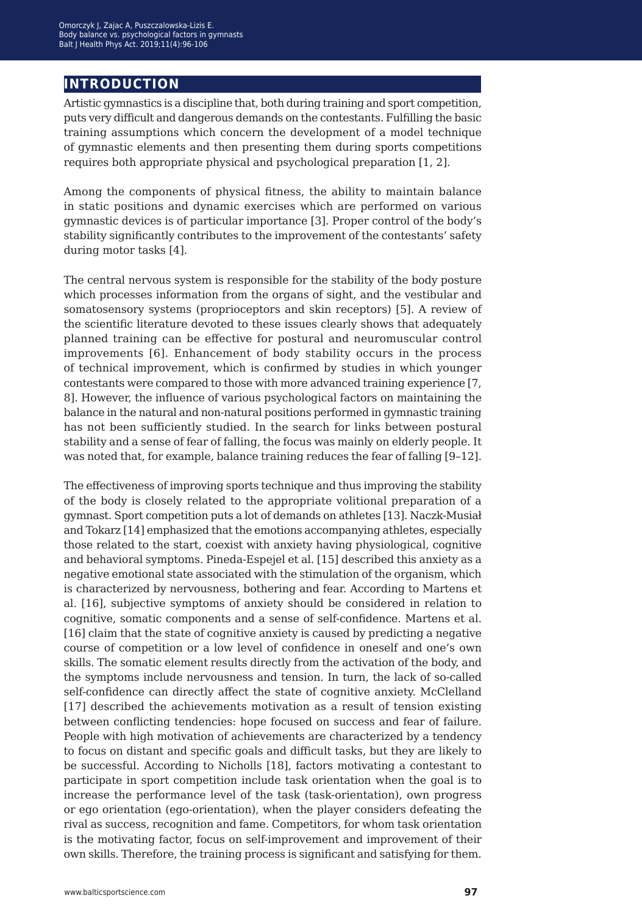## INTRODUCTION

Artistic gymnastics is a discipline that, both during training and sport competition, puts very difficult and dangerous demands on the contestants. Fulfilling the basic training assumptions which concern the development of a model technique of gymnastic elements and then presenting them during sports competitions requires both appropriate physical and psychological preparation [1, 2].

Among the components of physical fitness, the ability to maintain balance in static positions and dynamic exercises which are performed on various gymnastic devices is of particular importance [3]. Proper control of the body's stability significantly contributes to the improvement of the contestants' safety during motor tasks [4].

The central nervous system is responsible for the stability of the body posture which processes information from the organs of sight, and the vestibular and somatosensory systems (proprioceptors and skin receptors) [5]. A review of the scientific literature devoted to these issues clearly shows that adequately planned training can be effective for postural and neuromuscular control improvements [6]. Enhancement of body stability occurs in the process of technical improvement, which is confirmed by studies in which younger contestants were compared to those with more advanced training experience [7, 8]. However, the influence of various psychological factors on maintaining the balance in the natural and non-natural positions performed in gymnastic training has not been sufficiently studied. In the search for links between postural stability and a sense of fear of falling, the focus was mainly on elderly people. It was noted that, for example, balance training reduces the fear of falling [9–12].

The effectiveness of improving sports technique and thus improving the stability of the body is closely related to the appropriate volitional preparation of a gymnast. Sport competition puts a lot of demands on athletes [13]. Naczk-Musiał and Tokarz [14] emphasized that the emotions accompanying athletes, especially those related to the start, coexist with anxiety having physiological, cognitive and behavioral symptoms. Pineda-Espejel et al. [15] described this anxiety as a negative emotional state associated with the stimulation of the organism, which is characterized by nervousness, bothering and fear. According to Martens et al. [16], subjective symptoms of anxiety should be considered in relation to cognitive, somatic components and a sense of self-confidence. Martens et al. [16] claim that the state of cognitive anxiety is caused by predicting a negative course of competition or a low level of confidence in oneself and one's own skills. The somatic element results directly from the activation of the body, and the symptoms include nervousness and tension. In turn, the lack of so-called self-confidence can directly affect the state of cognitive anxiety. McClelland [17] described the achievements motivation as a result of tension existing between conflicting tendencies: hope focused on success and fear of failure. People with high motivation of achievements are characterized by a tendency to focus on distant and specific goals and difficult tasks, but they are likely to be successful. According to Nicholls [18], factors motivating a contestant to participate in sport competition include task orientation when the goal is to increase the performance level of the task (task-orientation), own progress or ego orientation (ego-orientation), when the player considers defeating the rival as success, recognition and fame. Competitors, for whom task orientation is the motivating factor, focus on self-improvement and improvement of their own skills. Therefore, the training process is significant and satisfying for them.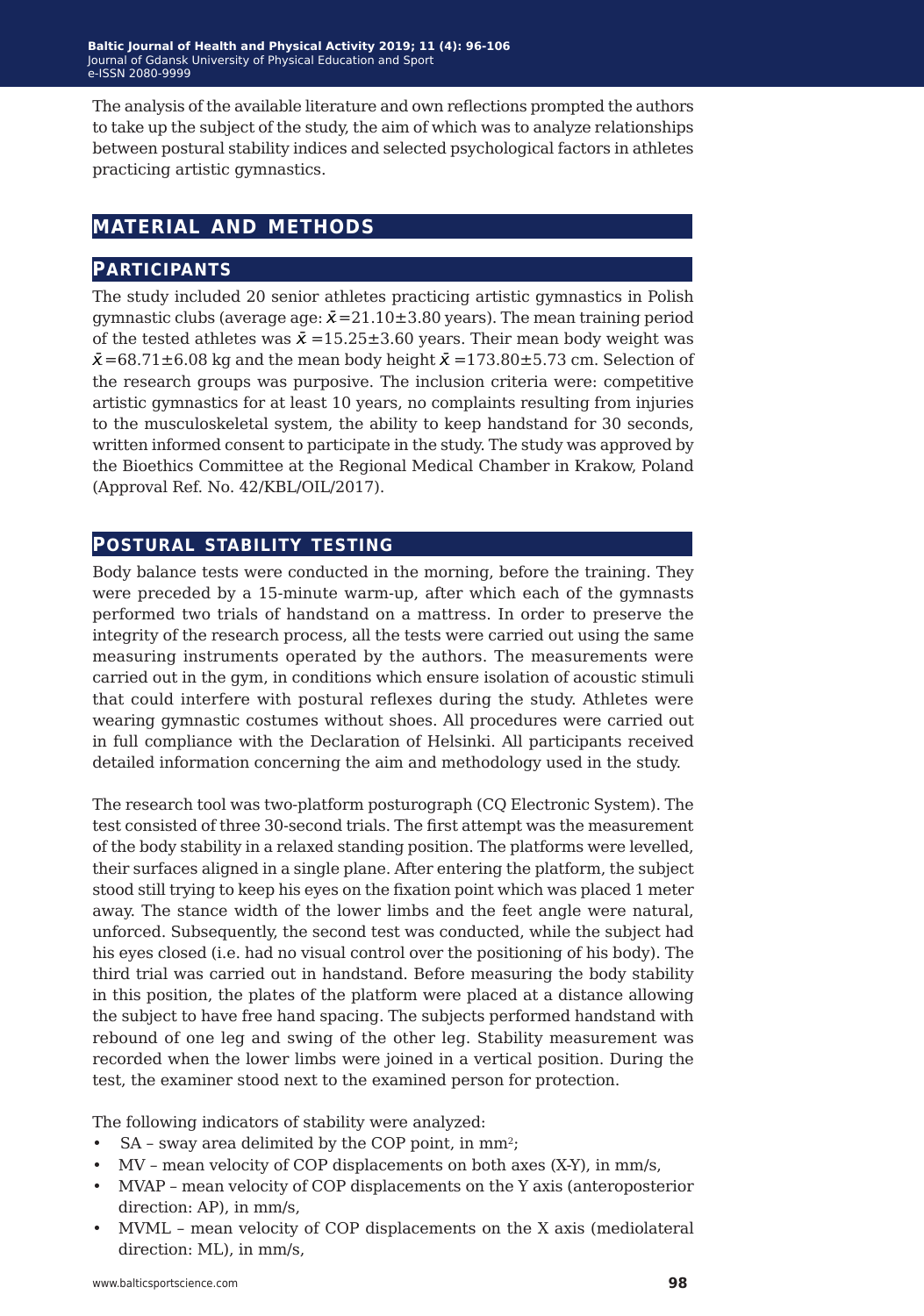The analysis of the available literature and own reflections prompted the authors to take up the subject of the study, the aim of which was to analyze relationships between postural stability indices and selected psychological factors in athletes practicing artistic gymnastics.

## MATERIAL AND METHODS

### PARTICIPANTS

The study included 20 senior athletes practicing artistic gymnastics in Polish gymnastic clubs (average age: $\bar{x}$=21.10±3.80 years). The mean training period of the tested athletes was $\bar{x}$ =15.25±3.60 years. Their mean body weight was $\bar{x}$=68.71±6.08 kg and the mean body height $\bar{x}$ =173.80±5.73 cm. Selection of the research groups was purposive. The inclusion criteria were: competitive artistic gymnastics for at least 10 years, no complaints resulting from injuries to the musculoskeletal system, the ability to keep handstand for 30 seconds, written informed consent to participate in the study. The study was approved by the Bioethics Committee at the Regional Medical Chamber in Krakow, Poland (Approval Ref. No. 42/KBL/OIL/2017).

### POSTURAL STABILITY TESTING

Body balance tests were conducted in the morning, before the training. They were preceded by a 15-minute warm-up, after which each of the gymnasts performed two trials of handstand on a mattress. In order to preserve the integrity of the research process, all the tests were carried out using the same measuring instruments operated by the authors. The measurements were carried out in the gym, in conditions which ensure isolation of acoustic stimuli that could interfere with postural reflexes during the study. Athletes were wearing gymnastic costumes without shoes. All procedures were carried out in full compliance with the Declaration of Helsinki. All participants received detailed information concerning the aim and methodology used in the study.

The research tool was two-platform posturograph (CQ Electronic System). The test consisted of three 30-second trials. The first attempt was the measurement of the body stability in a relaxed standing position. The platforms were levelled, their surfaces aligned in a single plane. After entering the platform, the subject stood still trying to keep his eyes on the fixation point which was placed 1 meter away. The stance width of the lower limbs and the feet angle were natural, unforced. Subsequently, the second test was conducted, while the subject had his eyes closed (i.e. had no visual control over the positioning of his body). The third trial was carried out in handstand. Before measuring the body stability in this position, the plates of the platform were placed at a distance allowing the subject to have free hand spacing. The subjects performed handstand with rebound of one leg and swing of the other leg. Stability measurement was recorded when the lower limbs were joined in a vertical position. During the test, the examiner stood next to the examined person for protection.

The following indicators of stability were analyzed:

- SA – sway area delimited by the COP point, in mm$^2$;
- MV – mean velocity of COP displacements on both axes (X-Y), in mm/s,
- MVAP – mean velocity of COP displacements on the Y axis (anteroposterior direction: AP), in mm/s,
- MVML – mean velocity of COP displacements on the X axis (mediolateral direction: ML), in mm/s,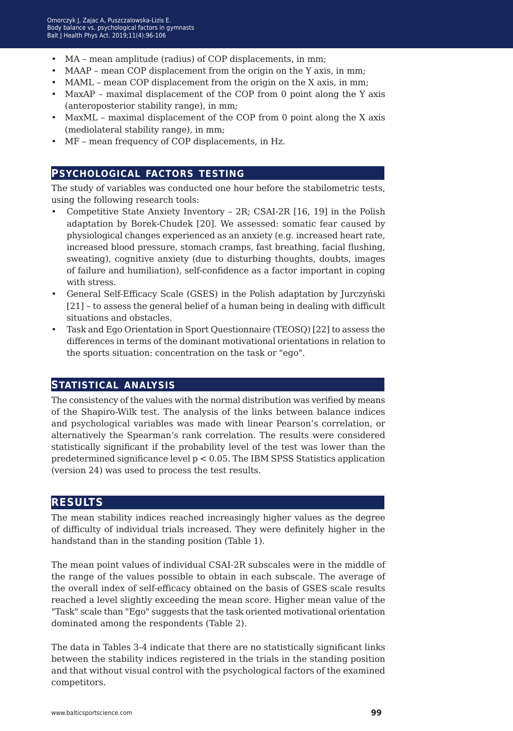- MA – mean amplitude (radius) of COP displacements, in mm;
- MAAP – mean COP displacement from the origin on the Y axis, in mm;
- MAML – mean COP displacement from the origin on the X axis, in mm;
- MaxAP – maximal displacement of the COP from 0 point along the Y axis (anteroposterior stability range), in mm;
- MaxML – maximal displacement of the COP from 0 point along the X axis (mediolateral stability range), in mm;
- MF – mean frequency of COP displacements, in Hz.

## Psychological factors testing

The study of variables was conducted one hour before the stabilometric tests, using the following research tools:

- Competitive State Anxiety Inventory – 2R; CSAI-2R [16, 19] in the Polish adaptation by Borek-Chudek [20]. We assessed: somatic fear caused by physiological changes experienced as an anxiety (e.g. increased heart rate, increased blood pressure, stomach cramps, fast breathing, facial flushing, sweating), cognitive anxiety (due to disturbing thoughts, doubts, images of failure and humiliation), self-confidence as a factor important in coping with stress.
- General Self-Efficacy Scale (GSES) in the Polish adaptation by Jurczyński [21] – to assess the general belief of a human being in dealing with difficult situations and obstacles.
- Task and Ego Orientation in Sport Questionnaire (TEOSQ) [22] to assess the differences in terms of the dominant motivational orientations in relation to the sports situation: concentration on the task or "ego".

## Statistical analysis

The consistency of the values with the normal distribution was verified by means of the Shapiro-Wilk test. The analysis of the links between balance indices and psychological variables was made with linear Pearson's correlation, or alternatively the Spearman's rank correlation. The results were considered statistically significant if the probability level of the test was lower than the predetermined significance level $p < 0.05$. The IBM SPSS Statistics application (version 24) was used to process the test results.

## Results

The mean stability indices reached increasingly higher values as the degree of difficulty of individual trials increased. They were definitely higher in the handstand than in the standing position (Table 1).

The mean point values of individual CSAI-2R subscales were in the middle of the range of the values possible to obtain in each subscale. The average of the overall index of self-efficacy obtained on the basis of GSES scale results reached a level slightly exceeding the mean score. Higher mean value of the "Task" scale than "Ego" suggests that the task oriented motivational orientation dominated among the respondents (Table 2).

The data in Tables 3-4 indicate that there are no statistically significant links between the stability indices registered in the trials in the standing position and that without visual control with the psychological factors of the examined competitors.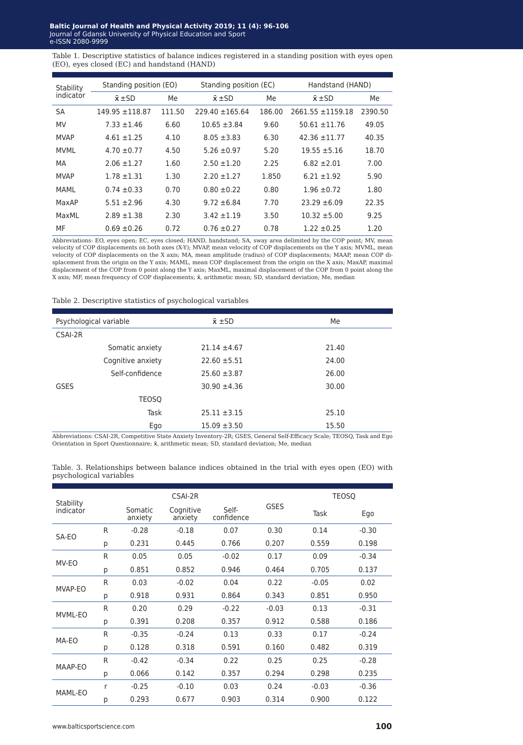Table 1. Descriptive statistics of balance indices registered in a standing position with eyes open (EO), eyes closed (EC) and handstand (HAND)

| Stability indicator | Standing position (EO) | | Standing position (EC) | | Handstand (HAND) | |
|---|---|---|---|---|---|---|
| | x̄ ±SD | Me | x̄ ±SD | Me | x̄ ±SD | Me |
| SA | 149.95 ±118.87 | 111.50 | 229.40 ±165.64 | 186.00 | 2661.55 ±1159.18 | 2390.50 |
| MV | 7.33 ±1.46 | 6.60 | 10.65 ±3.84 | 9.60 | 50.61 ±11.76 | 49.05 |
| MVAP | 4.61 ±1.25 | 4.10 | 8.05 ±3.83 | 6.30 | 42.36 ±11.77 | 40.35 |
| MVML | 4.70 ±0.77 | 4.50 | 5.26 ±0.97 | 5.20 | 19.55 ±5.16 | 18.70 |
| MA | 2.06 ±1.27 | 1.60 | 2.50 ±1.20 | 2.25 | 6.82 ±2.01 | 7.00 |
| MVAP | 1.78 ±1.31 | 1.30 | 2.20 ±1.27 | 1.850 | 6.21 ±1.92 | 5.90 |
| MAML | 0.74 ±0.33 | 0.70 | 0.80 ±0.22 | 0.80 | 1.96 ±0.72 | 1.80 |
| MaxAP | 5.51 ±2.96 | 4.30 | 9.72 ±6.84 | 7.70 | 23.29 ±6.09 | 22.35 |
| MaxML | 2.89 ±1.38 | 2.30 | 3.42 ±1.19 | 3.50 | 10.32 ±5.00 | 9.25 |
| MF | 0.69 ±0.26 | 0.72 | 0.76 ±0.27 | 0.78 | 1.22 ±0.25 | 1.20 |

Abbreviations: EO, eyes open; EC, eyes closed; HAND, handstand; SA, sway area delimited by the COP point; MV, mean velocity of COP displacements on both axes (X-Y); MVAP, mean velocity of COP displacements on the Y axis; MVML, mean velocity of COP displacements on the X axis; MA, mean amplitude (radius) of COP displacements; MAAP, mean COP displacement from the origin on the Y axis; MAML, mean COP displacement from the origin on the X axis; MaxAP, maximal displacement of the COP from 0 point along the Y axis; MaxML, maximal displacement of the COP from 0 point along the X axis; MF, mean frequency of COP displacements; x̄, arithmetic mean; SD, standard deviation; Me, median

Table 2. Descriptive statistics of psychological variables

| Psychological variable | | x̄ ±SD | Me |
|---|---|---|---|
| CSAI-2R | | | |
| | Somatic anxiety | 21.14 ±4.67 | 21.40 |
| | Cognitive anxiety | 22.60 ±5.51 | 24.00 |
| | Self-confidence | 25.60 ±3.87 | 26.00 |
| GSES | | 30.90 ±4.36 | 30.00 |
| | TEOSQ | | |
| | Task | 25.11 ±3.15 | 25.10 |
| | Ego | 15.09 ±3.50 | 15.50 |

Abbreviations: CSAI-2R, Competitive State Anxiety Inventory-2R; GSES, General Self-Efficacy Scale; TEOSQ, Task and Ego Orientation in Sport Questionnaire; x̄, arithmetic mean; SD, standard deviation; Me, median

Table. 3. Relationships between balance indices obtained in the trial with eyes open (EO) with psychological variables

| Stability indicator | | CSAI-2R | | | GSES | TEOSQ | |
|---|---|---|---|---|---|---|---|
| | | Somatic anxiety | Cognitive anxiety | Self-confidence | | Task | Ego |
| SA-EO | R | -0.28 | -0.18 | 0.07 | 0.30 | 0.14 | -0.30 |
| | p | 0.231 | 0.445 | 0.766 | 0.207 | 0.559 | 0.198 |
| MV-EO | R | 0.05 | 0.05 | -0.02 | 0.17 | 0.09 | -0.34 |
| | p | 0.851 | 0.852 | 0.946 | 0.464 | 0.705 | 0.137 |
| MVAP-EO | R | 0.03 | -0.02 | 0.04 | 0.22 | -0.05 | 0.02 |
| | p | 0.918 | 0.931 | 0.864 | 0.343 | 0.851 | 0.950 |
| MVML-EO | R | 0.20 | 0.29 | -0.22 | -0.03 | 0.13 | -0.31 |
| | p | 0.391 | 0.208 | 0.357 | 0.912 | 0.588 | 0.186 |
| MA-EO | R | -0.35 | -0.24 | 0.13 | 0.33 | 0.17 | -0.24 |
| | p | 0.128 | 0.318 | 0.591 | 0.160 | 0.482 | 0.319 |
| MAAP-EO | R | -0.42 | -0.34 | 0.22 | 0.25 | 0.25 | -0.28 |
| | p | 0.066 | 0.142 | 0.357 | 0.294 | 0.298 | 0.235 |
| MAML-EO | r | -0.25 | -0.10 | 0.03 | 0.24 | -0.03 | -0.36 |
| | p | 0.293 | 0.677 | 0.903 | 0.314 | 0.900 | 0.122 |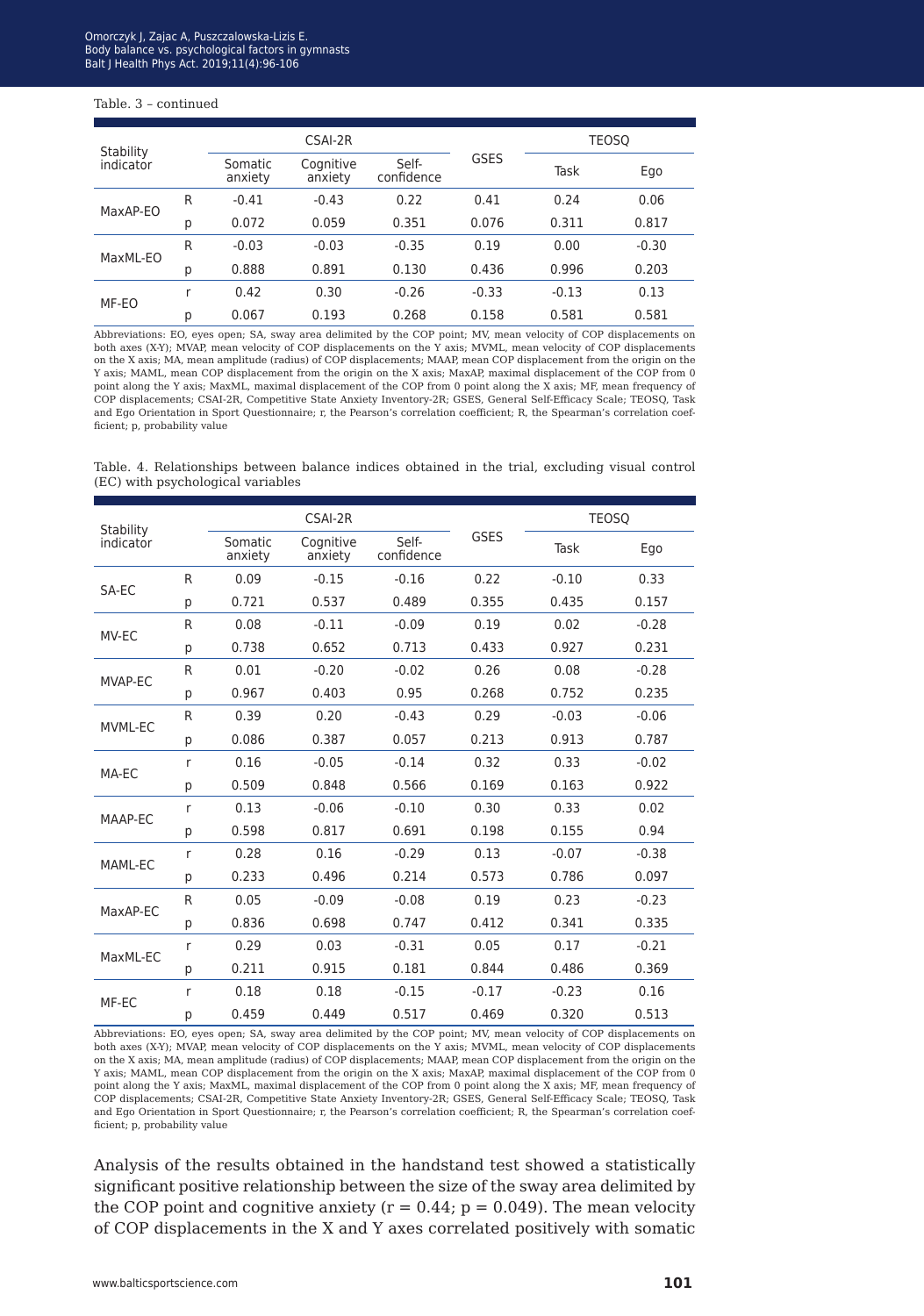Table. 3 – continued

| Stability indicator | | CSAI-2R | | | GSES | TEOSQ | |
|---|---|---|---|---|---|---|---|
| | | Somatic anxiety | Cognitive anxiety | Self-confidence | | Task | Ego |
| MaxAP-EO | R | -0.41 | -0.43 | 0.22 | 0.41 | 0.24 | 0.06 |
| | p | 0.072 | 0.059 | 0.351 | 0.076 | 0.311 | 0.817 |
| MaxML-EO | R | -0.03 | -0.03 | -0.35 | 0.19 | 0.00 | -0.30 |
| | p | 0.888 | 0.891 | 0.130 | 0.436 | 0.996 | 0.203 |
| MF-EO | r | 0.42 | 0.30 | -0.26 | -0.33 | -0.13 | 0.13 |
| | p | 0.067 | 0.193 | 0.268 | 0.158 | 0.581 | 0.581 |

Abbreviations: EO, eyes open; SA, sway area delimited by the COP point; MV, mean velocity of COP displacements on both axes (X-Y); MVAP, mean velocity of COP displacements on the Y axis; MVML, mean velocity of COP displacements on the X axis; MA, mean amplitude (radius) of COP displacements; MAAP, mean COP displacement from the origin on the Y axis; MAML, mean COP displacement from the origin on the X axis; MaxAP, maximal displacement of the COP from 0 point along the Y axis; MaxML, maximal displacement of the COP from 0 point along the X axis; MF, mean frequency of COP displacements; CSAI-2R, Competitive State Anxiety Inventory-2R; GSES, General Self-Efficacy Scale; TEOSQ, Task and Ego Orientation in Sport Questionnaire; r, the Pearson's correlation coefficient; R, the Spearman's correlation coefficient; p, probability value

Table. 4. Relationships between balance indices obtained in the trial, excluding visual control (EC) with psychological variables

| Stability indicator | | CSAI-2R | | | GSES | TEOSQ | |
|---|---|---|---|---|---|---|---|
| | | Somatic anxiety | Cognitive anxiety | Self-confidence | | Task | Ego |
| SA-EC | R | 0.09 | -0.15 | -0.16 | 0.22 | -0.10 | 0.33 |
| | p | 0.721 | 0.537 | 0.489 | 0.355 | 0.435 | 0.157 |
| MV-EC | R | 0.08 | -0.11 | -0.09 | 0.19 | 0.02 | -0.28 |
| | p | 0.738 | 0.652 | 0.713 | 0.433 | 0.927 | 0.231 |
| MVAP-EC | R | 0.01 | -0.20 | -0.02 | 0.26 | 0.08 | -0.28 |
| | p | 0.967 | 0.403 | 0.95 | 0.268 | 0.752 | 0.235 |
| MVML-EC | R | 0.39 | 0.20 | -0.43 | 0.29 | -0.03 | -0.06 |
| | p | 0.086 | 0.387 | 0.057 | 0.213 | 0.913 | 0.787 |
| MA-EC | r | 0.16 | -0.05 | -0.14 | 0.32 | 0.33 | -0.02 |
| | p | 0.509 | 0.848 | 0.566 | 0.169 | 0.163 | 0.922 |
| MAAP-EC | r | 0.13 | -0.06 | -0.10 | 0.30 | 0.33 | 0.02 |
| | p | 0.598 | 0.817 | 0.691 | 0.198 | 0.155 | 0.94 |
| MAML-EC | r | 0.28 | 0.16 | -0.29 | 0.13 | -0.07 | -0.38 |
| | p | 0.233 | 0.496 | 0.214 | 0.573 | 0.786 | 0.097 |
| MaxAP-EC | R | 0.05 | -0.09 | -0.08 | 0.19 | 0.23 | -0.23 |
| | p | 0.836 | 0.698 | 0.747 | 0.412 | 0.341 | 0.335 |
| MaxML-EC | r | 0.29 | 0.03 | -0.31 | 0.05 | 0.17 | -0.21 |
| | p | 0.211 | 0.915 | 0.181 | 0.844 | 0.486 | 0.369 |
| MF-EC | r | 0.18 | 0.18 | -0.15 | -0.17 | -0.23 | 0.16 |
| | p | 0.459 | 0.449 | 0.517 | 0.469 | 0.320 | 0.513 |

Abbreviations: EO, eyes open; SA, sway area delimited by the COP point; MV, mean velocity of COP displacements on both axes (X-Y); MVAP, mean velocity of COP displacements on the Y axis; MVML, mean velocity of COP displacements on the X axis; MA, mean amplitude (radius) of COP displacements; MAAP, mean COP displacement from the origin on the Y axis; MAML, mean COP displacement from the origin on the X axis; MaxAP, maximal displacement of the COP from 0 point along the Y axis; MaxML, maximal displacement of the COP from 0 point along the X axis; MF, mean frequency of COP displacements; CSAI-2R, Competitive State Anxiety Inventory-2R; GSES, General Self-Efficacy Scale; TEOSQ, Task and Ego Orientation in Sport Questionnaire; r, the Pearson's correlation coefficient; R, the Spearman's correlation coefficient; p, probability value

Analysis of the results obtained in the handstand test showed a statistically significant positive relationship between the size of the sway area delimited by the COP point and cognitive anxiety ($r = 0.44$; $p = 0.049$). The mean velocity of COP displacements in the X and Y axes correlated positively with somatic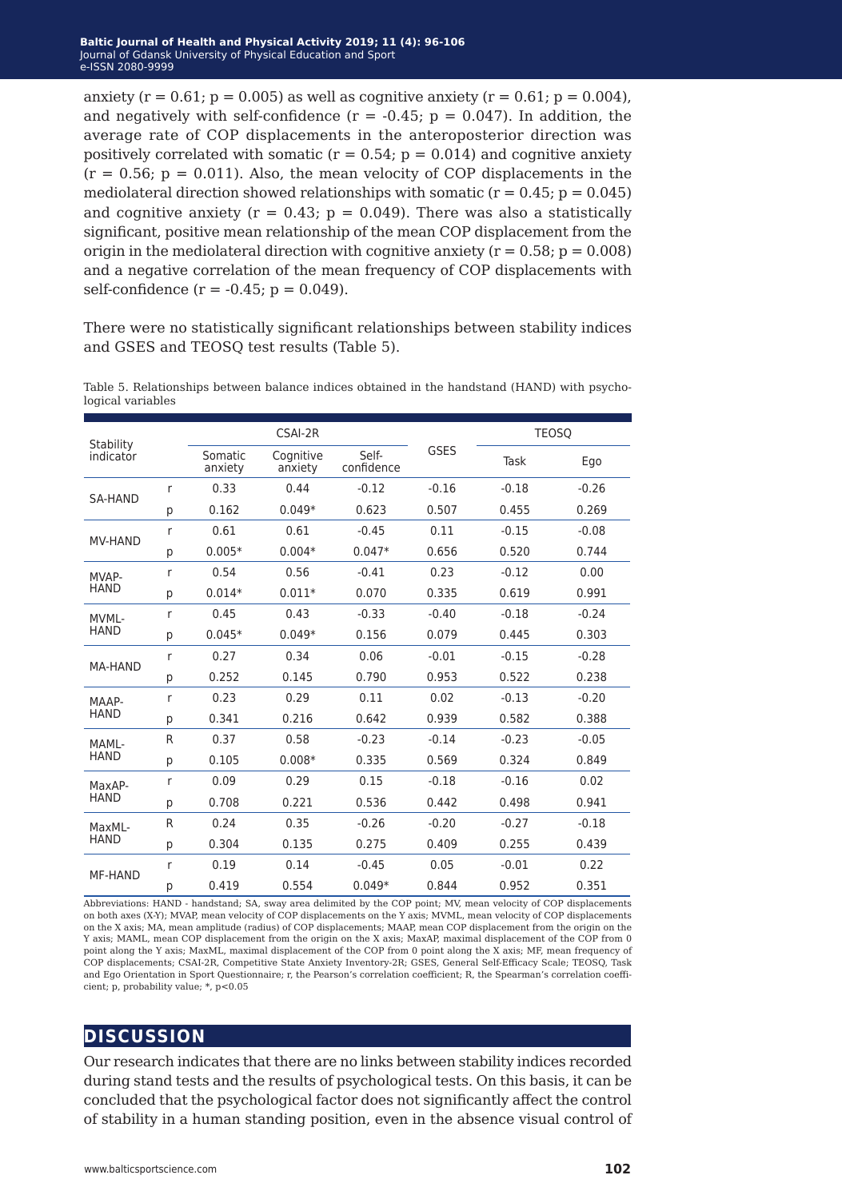anxiety ($r = 0.61$; $p = 0.005$) as well as cognitive anxiety ($r = 0.61$; $p = 0.004$), and negatively with self-confidence ($r = -0.45$; $p = 0.047$). In addition, the average rate of COP displacements in the anteroposterior direction was positively correlated with somatic ($r = 0.54$; $p = 0.014$) and cognitive anxiety ($r = 0.56$; $p = 0.011$). Also, the mean velocity of COP displacements in the mediolateral direction showed relationships with somatic ($r = 0.45$; $p = 0.045$) and cognitive anxiety ($r = 0.43$; $p = 0.049$). There was also a statistically significant, positive mean relationship of the mean COP displacement from the origin in the mediolateral direction with cognitive anxiety ($r = 0.58$; $p = 0.008$) and a negative correlation of the mean frequency of COP displacements with self-confidence ($r = -0.45$; $p = 0.049$).

There were no statistically significant relationships between stability indices and GSES and TEOSQ test results (Table 5).

Table 5. Relationships between balance indices obtained in the handstand (HAND) with psychological variables

| Stability indicator | | CSAI-2R | | | GSES | TEOSQ | |
|---|---|---|---|---|---|---|---|
| | | Somatic anxiety | Cognitive anxiety | Self-confidence | | Task | Ego |
| SA-HAND | r | 0.33 | 0.44 | -0.12 | -0.16 | -0.18 | -0.26 |
| | p | 0.162 | 0.049* | 0.623 | 0.507 | 0.455 | 0.269 |
| MV-HAND | r | 0.61 | 0.61 | -0.45 | 0.11 | -0.15 | -0.08 |
| | p | 0.005* | 0.004* | 0.047* | 0.656 | 0.520 | 0.744 |
| MVAP-HAND | r | 0.54 | 0.56 | -0.41 | 0.23 | -0.12 | 0.00 |
| | p | 0.014* | 0.011* | 0.070 | 0.335 | 0.619 | 0.991 |
| MVML-HAND | r | 0.45 | 0.43 | -0.33 | -0.40 | -0.18 | -0.24 |
| | p | 0.045* | 0.049* | 0.156 | 0.079 | 0.445 | 0.303 |
| MA-HAND | r | 0.27 | 0.34 | 0.06 | -0.01 | -0.15 | -0.28 |
| | p | 0.252 | 0.145 | 0.790 | 0.953 | 0.522 | 0.238 |
| MAAP-HAND | r | 0.23 | 0.29 | 0.11 | 0.02 | -0.13 | -0.20 |
| | p | 0.341 | 0.216 | 0.642 | 0.939 | 0.582 | 0.388 |
| MAML-HAND | R | 0.37 | 0.58 | -0.23 | -0.14 | -0.23 | -0.05 |
| | p | 0.105 | 0.008* | 0.335 | 0.569 | 0.324 | 0.849 |
| MaxAP-HAND | r | 0.09 | 0.29 | 0.15 | -0.18 | -0.16 | 0.02 |
| | p | 0.708 | 0.221 | 0.536 | 0.442 | 0.498 | 0.941 |
| MaxML-HAND | R | 0.24 | 0.35 | -0.26 | -0.20 | -0.27 | -0.18 |
| | p | 0.304 | 0.135 | 0.275 | 0.409 | 0.255 | 0.439 |
| MF-HAND | r | 0.19 | 0.14 | -0.45 | 0.05 | -0.01 | 0.22 |
| | p | 0.419 | 0.554 | 0.049* | 0.844 | 0.952 | 0.351 |

Abbreviations: HAND - handstand; SA, sway area delimited by the COP point; MV, mean velocity of COP displacements on both axes (X-Y); MVAP, mean velocity of COP displacements on the Y axis; MVML, mean velocity of COP displacements on the X axis; MA, mean amplitude (radius) of COP displacements; MAAP, mean COP displacement from the origin on the Y axis; MAML, mean COP displacement from the origin on the X axis; MaxAP, maximal displacement of the COP from 0 point along the Y axis; MaxML, maximal displacement of the COP from 0 point along the X axis; MF, mean frequency of COP displacements; CSAI-2R, Competitive State Anxiety Inventory-2R; GSES, General Self-Efficacy Scale; TEOSQ, Task and Ego Orientation in Sport Questionnaire; r, the Pearson's correlation coefficient; R, the Spearman's correlation coefficient; p, probability value; *, $p<0.05$

## DISCUSSION

Our research indicates that there are no links between stability indices recorded during stand tests and the results of psychological tests. On this basis, it can be concluded that the psychological factor does not significantly affect the control of stability in a human standing position, even in the absence visual control of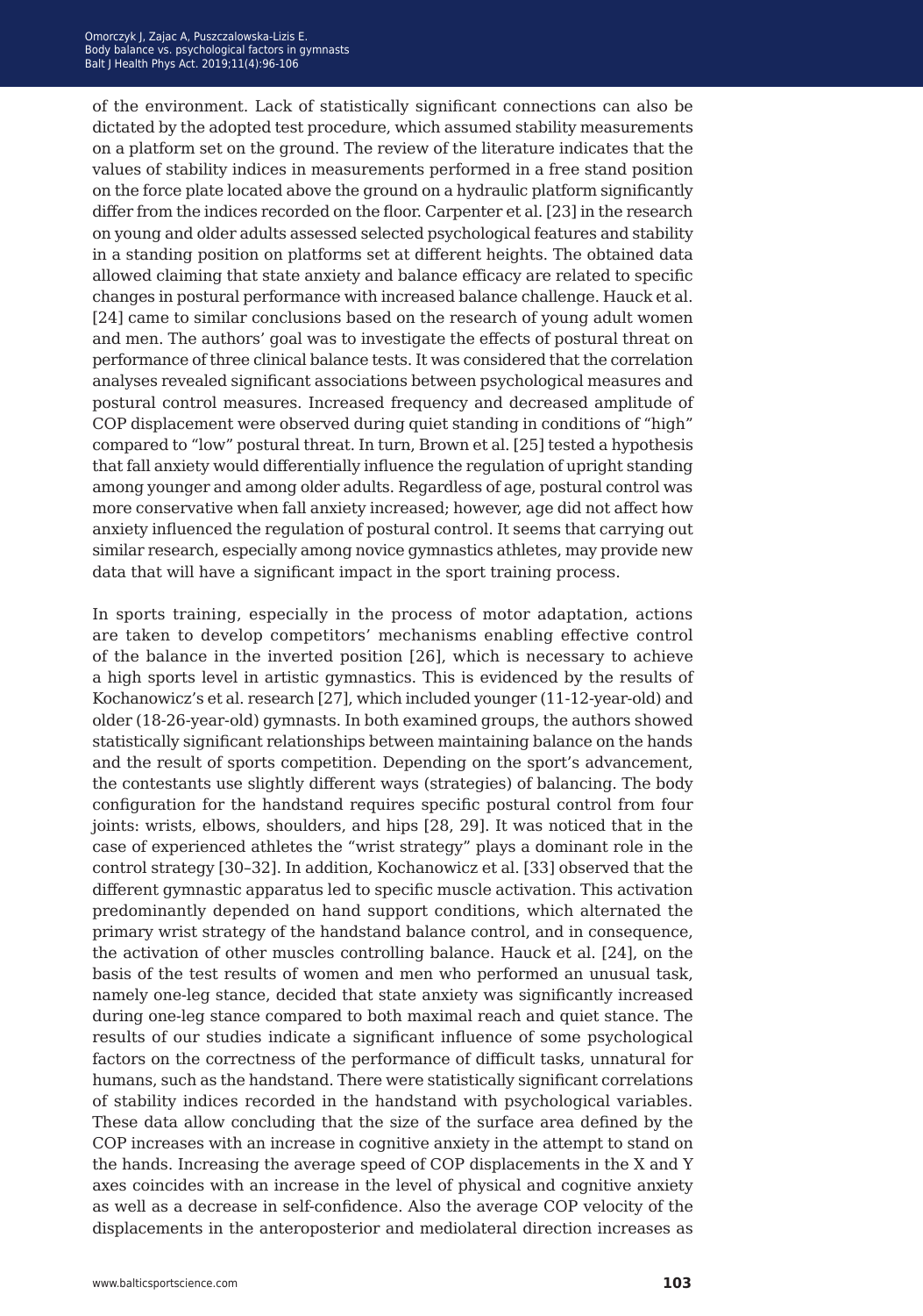of the environment. Lack of statistically significant connections can also be dictated by the adopted test procedure, which assumed stability measurements on a platform set on the ground. The review of the literature indicates that the values of stability indices in measurements performed in a free stand position on the force plate located above the ground on a hydraulic platform significantly differ from the indices recorded on the floor. Carpenter et al. [23] in the research on young and older adults assessed selected psychological features and stability in a standing position on platforms set at different heights. The obtained data allowed claiming that state anxiety and balance efficacy are related to specific changes in postural performance with increased balance challenge. Hauck et al. [24] came to similar conclusions based on the research of young adult women and men. The authors' goal was to investigate the effects of postural threat on performance of three clinical balance tests. It was considered that the correlation analyses revealed significant associations between psychological measures and postural control measures. Increased frequency and decreased amplitude of COP displacement were observed during quiet standing in conditions of "high" compared to "low" postural threat. In turn, Brown et al. [25] tested a hypothesis that fall anxiety would differentially influence the regulation of upright standing among younger and among older adults. Regardless of age, postural control was more conservative when fall anxiety increased; however, age did not affect how anxiety influenced the regulation of postural control. It seems that carrying out similar research, especially among novice gymnastics athletes, may provide new data that will have a significant impact in the sport training process.

In sports training, especially in the process of motor adaptation, actions are taken to develop competitors' mechanisms enabling effective control of the balance in the inverted position [26], which is necessary to achieve a high sports level in artistic gymnastics. This is evidenced by the results of Kochanowicz's et al. research [27], which included younger (11-12-year-old) and older (18-26-year-old) gymnasts. In both examined groups, the authors showed statistically significant relationships between maintaining balance on the hands and the result of sports competition. Depending on the sport's advancement, the contestants use slightly different ways (strategies) of balancing. The body configuration for the handstand requires specific postural control from four joints: wrists, elbows, shoulders, and hips [28, 29]. It was noticed that in the case of experienced athletes the "wrist strategy" plays a dominant role in the control strategy [30–32]. In addition, Kochanowicz et al. [33] observed that the different gymnastic apparatus led to specific muscle activation. This activation predominantly depended on hand support conditions, which alternated the primary wrist strategy of the handstand balance control, and in consequence, the activation of other muscles controlling balance. Hauck et al. [24], on the basis of the test results of women and men who performed an unusual task, namely one-leg stance, decided that state anxiety was significantly increased during one-leg stance compared to both maximal reach and quiet stance. The results of our studies indicate a significant influence of some psychological factors on the correctness of the performance of difficult tasks, unnatural for humans, such as the handstand. There were statistically significant correlations of stability indices recorded in the handstand with psychological variables. These data allow concluding that the size of the surface area defined by the COP increases with an increase in cognitive anxiety in the attempt to stand on the hands. Increasing the average speed of COP displacements in the X and Y axes coincides with an increase in the level of physical and cognitive anxiety as well as a decrease in self-confidence. Also the average COP velocity of the displacements in the anteroposterior and mediolateral direction increases as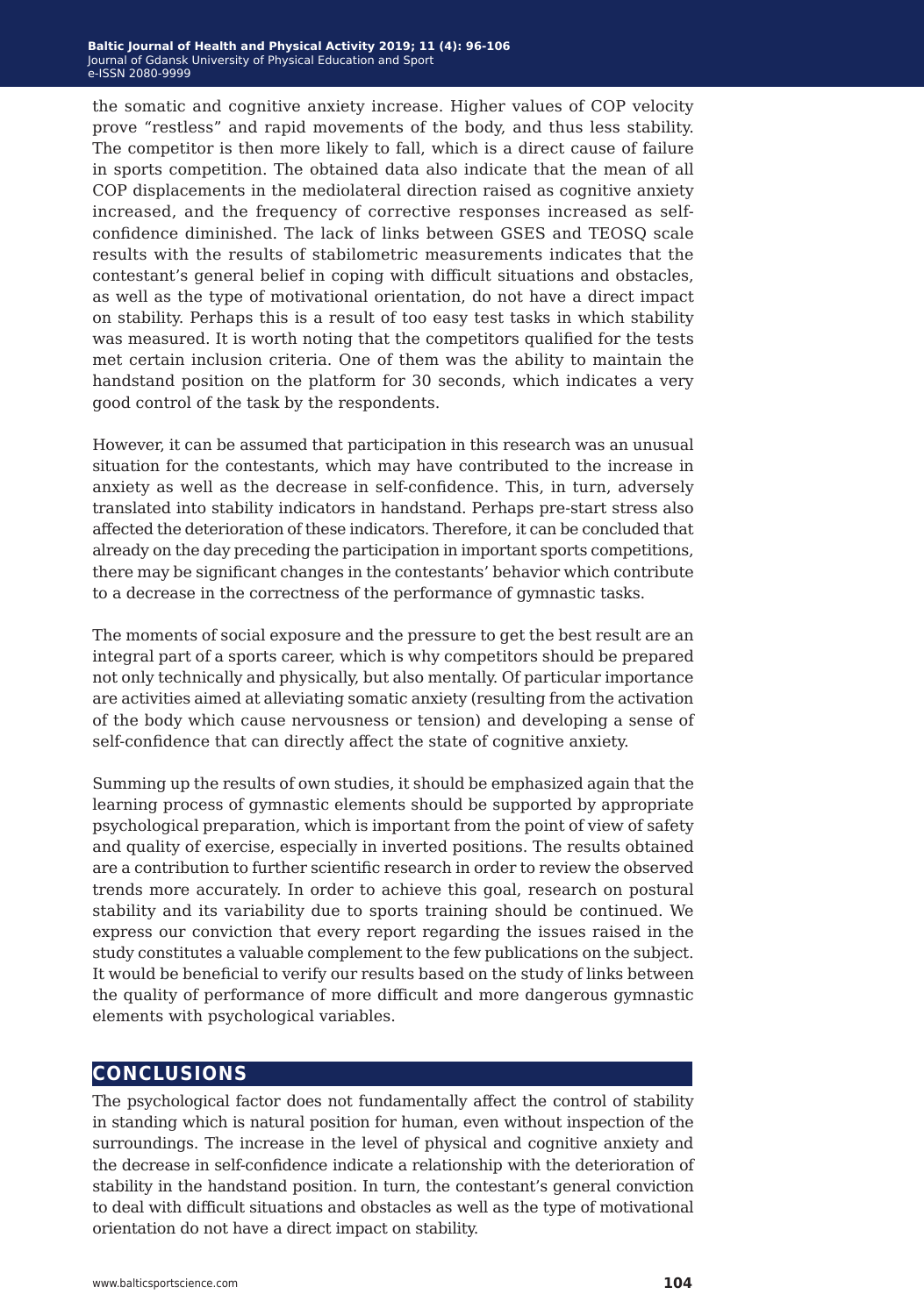the somatic and cognitive anxiety increase. Higher values of COP velocity prove "restless" and rapid movements of the body, and thus less stability. The competitor is then more likely to fall, which is a direct cause of failure in sports competition. The obtained data also indicate that the mean of all COP displacements in the mediolateral direction raised as cognitive anxiety increased, and the frequency of corrective responses increased as self-confidence diminished. The lack of links between GSES and TEOSQ scale results with the results of stabilometric measurements indicates that the contestant's general belief in coping with difficult situations and obstacles, as well as the type of motivational orientation, do not have a direct impact on stability. Perhaps this is a result of too easy test tasks in which stability was measured. It is worth noting that the competitors qualified for the tests met certain inclusion criteria. One of them was the ability to maintain the handstand position on the platform for 30 seconds, which indicates a very good control of the task by the respondents.

However, it can be assumed that participation in this research was an unusual situation for the contestants, which may have contributed to the increase in anxiety as well as the decrease in self-confidence. This, in turn, adversely translated into stability indicators in handstand. Perhaps pre-start stress also affected the deterioration of these indicators. Therefore, it can be concluded that already on the day preceding the participation in important sports competitions, there may be significant changes in the contestants' behavior which contribute to a decrease in the correctness of the performance of gymnastic tasks.

The moments of social exposure and the pressure to get the best result are an integral part of a sports career, which is why competitors should be prepared not only technically and physically, but also mentally. Of particular importance are activities aimed at alleviating somatic anxiety (resulting from the activation of the body which cause nervousness or tension) and developing a sense of self-confidence that can directly affect the state of cognitive anxiety.

Summing up the results of own studies, it should be emphasized again that the learning process of gymnastic elements should be supported by appropriate psychological preparation, which is important from the point of view of safety and quality of exercise, especially in inverted positions. The results obtained are a contribution to further scientific research in order to review the observed trends more accurately. In order to achieve this goal, research on postural stability and its variability due to sports training should be continued. We express our conviction that every report regarding the issues raised in the study constitutes a valuable complement to the few publications on the subject. It would be beneficial to verify our results based on the study of links between the quality of performance of more difficult and more dangerous gymnastic elements with psychological variables.

## CONCLUSIONS

The psychological factor does not fundamentally affect the control of stability in standing which is natural position for human, even without inspection of the surroundings. The increase in the level of physical and cognitive anxiety and the decrease in self-confidence indicate a relationship with the deterioration of stability in the handstand position. In turn, the contestant's general conviction to deal with difficult situations and obstacles as well as the type of motivational orientation do not have a direct impact on stability.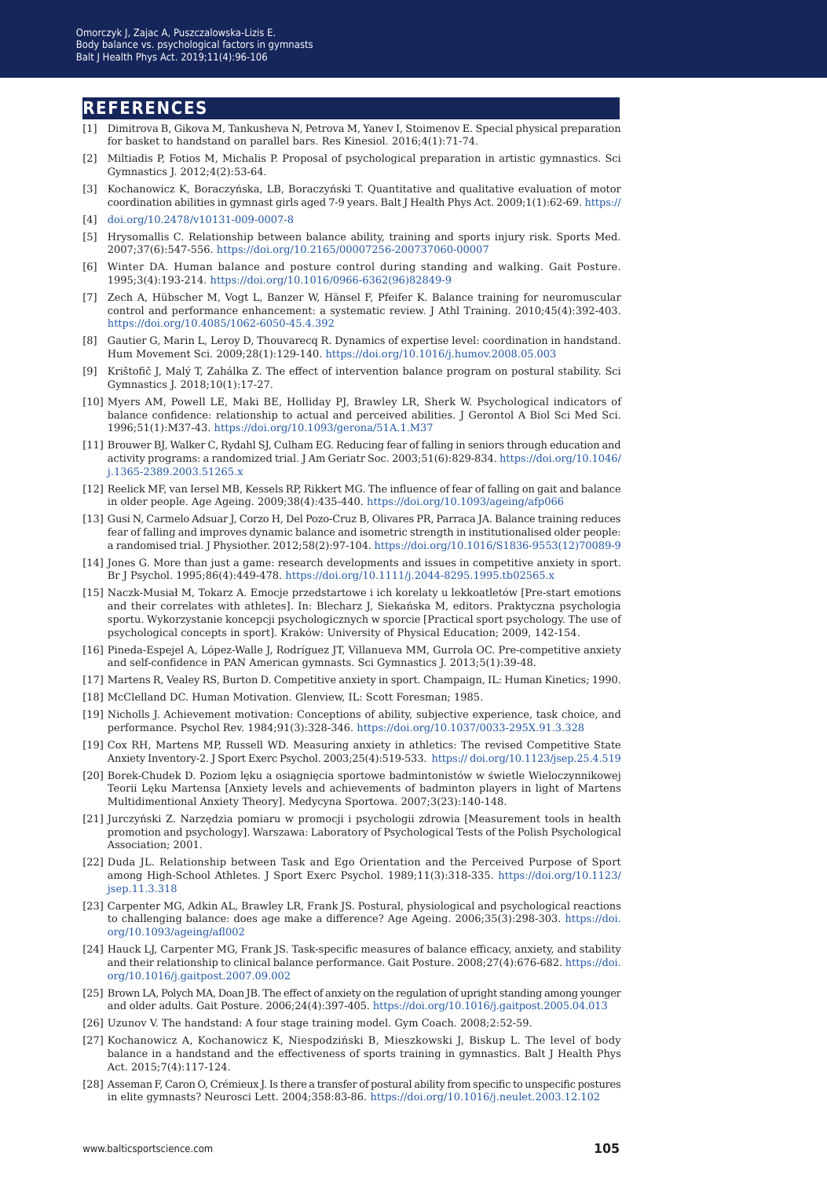## REFERENCES

[1] Dimitrova B, Gikova M, Tankusheva N, Petrova M, Yanev I, Stoimenov E. Special physical preparation for basket to handstand on parallel bars. Res Kinesiol. 2016;4(1):71-74.

[2] Miltiadis P, Fotios M, Michalis P. Proposal of psychological preparation in artistic gymnastics. Sci Gymnastics J. 2012;4(2):53-64.

[3] Kochanowicz K, Boraczyńska, LB, Boraczyński T. Quantitative and qualitative evaluation of motor coordination abilities in gymnast girls aged 7-9 years. Balt J Health Phys Act. 2009;1(1):62-69. https://

[4] doi.org/10.2478/v10131-009-0007-8

[5] Hrysomallis C. Relationship between balance ability, training and sports injury risk. Sports Med. 2007;37(6):547-556. https://doi.org/10.2165/00007256-200737060-00007

[6] Winter DA. Human balance and posture control during standing and walking. Gait Posture. 1995;3(4):193-214. https://doi.org/10.1016/0966-6362(96)82849-9

[7] Zech A, Hübscher M, Vogt L, Banzer W, Hänsel F, Pfeifer K. Balance training for neuromuscular control and performance enhancement: a systematic review. J Athl Training. 2010;45(4):392-403. https://doi.org/10.4085/1062-6050-45.4.392

[8] Gautier G, Marin L, Leroy D, Thouvarecq R. Dynamics of expertise level: coordination in handstand. Hum Movement Sci. 2009;28(1):129-140. https://doi.org/10.1016/j.humov.2008.05.003

[9] Krištofič J, Malý T, Zahálka Z. The effect of intervention balance program on postural stability. Sci Gymnastics J. 2018;10(1):17-27.

[10] Myers AM, Powell LE, Maki BE, Holliday PJ, Brawley LR, Sherk W. Psychological indicators of balance confidence: relationship to actual and perceived abilities. J Gerontol A Biol Sci Med Sci. 1996;51(1):M37-43. https://doi.org/10.1093/gerona/51A.1.M37

[11] Brouwer BJ, Walker C, Rydahl SJ, Culham EG. Reducing fear of falling in seniors through education and activity programs: a randomized trial. J Am Geriatr Soc. 2003;51(6):829-834. https://doi.org/10.1046/j.1365-2389.2003.51265.x

[12] Reelick MF, van Iersel MB, Kessels RP, Rikkert MG. The influence of fear of falling on gait and balance in older people. Age Ageing. 2009;38(4):435-440. https://doi.org/10.1093/ageing/afp066

[13] Gusi N, Carmelo Adsuar J, Corzo H, Del Pozo-Cruz B, Olivares PR, Parraca JA. Balance training reduces fear of falling and improves dynamic balance and isometric strength in institutionalised older people: a randomised trial. J Physiother. 2012;58(2):97-104. https://doi.org/10.1016/S1836-9553(12)70089-9

[14] Jones G. More than just a game: research developments and issues in competitive anxiety in sport. Br J Psychol. 1995;86(4):449-478. https://doi.org/10.1111/j.2044-8295.1995.tb02565.x

[15] Naczk-Musiał M, Tokarz A. Emocje przedstartowe i ich korelaty u lekkoatletów [Pre-start emotions and their correlates with athletes]. In: Blecharz J, Siekańska M, editors. Praktyczna psychologia sportu. Wykorzystanie koncepcji psychologicznych w sporcie [Practical sport psychology. The use of psychological concepts in sport]. Kraków: University of Physical Education; 2009, 142-154.

[16] Pineda-Espejel A, López-Walle J, Rodríguez JT, Villanueva MM, Gurrola OC. Pre-competitive anxiety and self-confidence in PAN American gymnasts. Sci Gymnastics J. 2013;5(1):39-48.

[17] Martens R, Vealey RS, Burton D. Competitive anxiety in sport. Champaign, IL: Human Kinetics; 1990.

[18] McClelland DC. Human Motivation. Glenview, IL: Scott Foresman; 1985.

[19] Nicholls J. Achievement motivation: Conceptions of ability, subjective experience, task choice, and performance. Psychol Rev. 1984;91(3):328-346. https://doi.org/10.1037/0033-295X.91.3.328

[19] Cox RH, Martens MP, Russell WD. Measuring anxiety in athletics: The revised Competitive State Anxiety Inventory-2. J Sport Exerc Psychol. 2003;25(4):519-533. https:// doi.org/10.1123/jsep.25.4.519

[20] Borek-Chudek D. Poziom lęku a osiągnięcia sportowe badmintonistów w świetle Wieloczynnikowej Teorii Lęku Martensa [Anxiety levels and achievements of badminton players in light of Martens Multidimentional Anxiety Theory]. Medycyna Sportowa. 2007;3(23):140-148.

[21] Jurczyński Z. Narzędzia pomiaru w promocji i psychologii zdrowia [Measurement tools in health promotion and psychology]. Warszawa: Laboratory of Psychological Tests of the Polish Psychological Association; 2001.

[22] Duda JL. Relationship between Task and Ego Orientation and the Perceived Purpose of Sport among High-School Athletes. J Sport Exerc Psychol. 1989;11(3):318-335. https://doi.org/10.1123/jsep.11.3.318

[23] Carpenter MG, Adkin AL, Brawley LR, Frank JS. Postural, physiological and psychological reactions to challenging balance: does age make a difference? Age Ageing. 2006;35(3):298-303. https://doi.org/10.1093/ageing/afl002

[24] Hauck LJ, Carpenter MG, Frank JS. Task-specific measures of balance efficacy, anxiety, and stability and their relationship to clinical balance performance. Gait Posture. 2008;27(4):676-682. https://doi.org/10.1016/j.gaitpost.2007.09.002

[25] Brown LA, Polych MA, Doan JB. The effect of anxiety on the regulation of upright standing among younger and older adults. Gait Posture. 2006;24(4):397-405. https://doi.org/10.1016/j.gaitpost.2005.04.013

[26] Uzunov V. The handstand: A four stage training model. Gym Coach. 2008;2:52-59.

[27] Kochanowicz A, Kochanowicz K, Niespodziński B, Mieszkowski J, Biskup L. The level of body balance in a handstand and the effectiveness of sports training in gymnastics. Balt J Health Phys Act. 2015;7(4):117-124.

[28] Asseman F, Caron O, Crémieux J. Is there a transfer of postural ability from specific to unspecific postures in elite gymnasts? Neurosci Lett. 2004;358:83-86. https://doi.org/10.1016/j.neulet.2003.12.102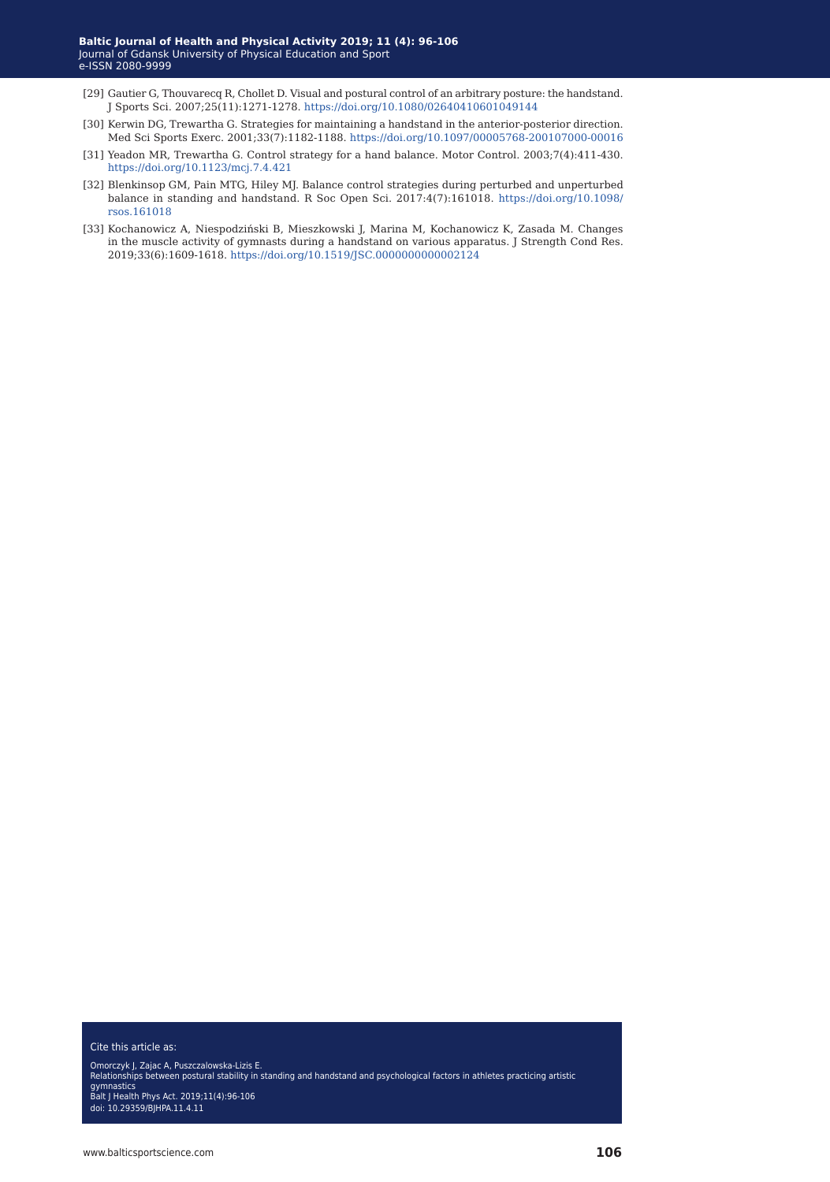[29] Gautier G, Thouvarecq R, Chollet D. Visual and postural control of an arbitrary posture: the handstand. J Sports Sci. 2007;25(11):1271-1278. https://doi.org/10.1080/02640410601049144

[30] Kerwin DG, Trewartha G. Strategies for maintaining a handstand in the anterior-posterior direction. Med Sci Sports Exerc. 2001;33(7):1182-1188. https://doi.org/10.1097/00005768-200107000-00016

[31] Yeadon MR, Trewartha G. Control strategy for a hand balance. Motor Control. 2003;7(4):411-430. https://doi.org/10.1123/mcj.7.4.421

[32] Blenkinsop GM, Pain MTG, Hiley MJ. Balance control strategies during perturbed and unperturbed balance in standing and handstand. R Soc Open Sci. 2017:4(7):161018. https://doi.org/10.1098/rsos.161018

[33] Kochanowicz A, Niespodziński B, Mieszkowski J, Marina M, Kochanowicz K, Zasada M. Changes in the muscle activity of gymnasts during a handstand on various apparatus. J Strength Cond Res. 2019;33(6):1609-1618. https://doi.org/10.1519/JSC.0000000000002124

Cite this article as:

Omorczyk J, Zajac A, Puszczalowska-Lizis E.
Relationships between postural stability in standing and handstand and psychological factors in athletes practicing artistic gymnastics
Balt J Health Phys Act. 2019;11(4):96-106
doi: 10.29359/BJHPA.11.4.11